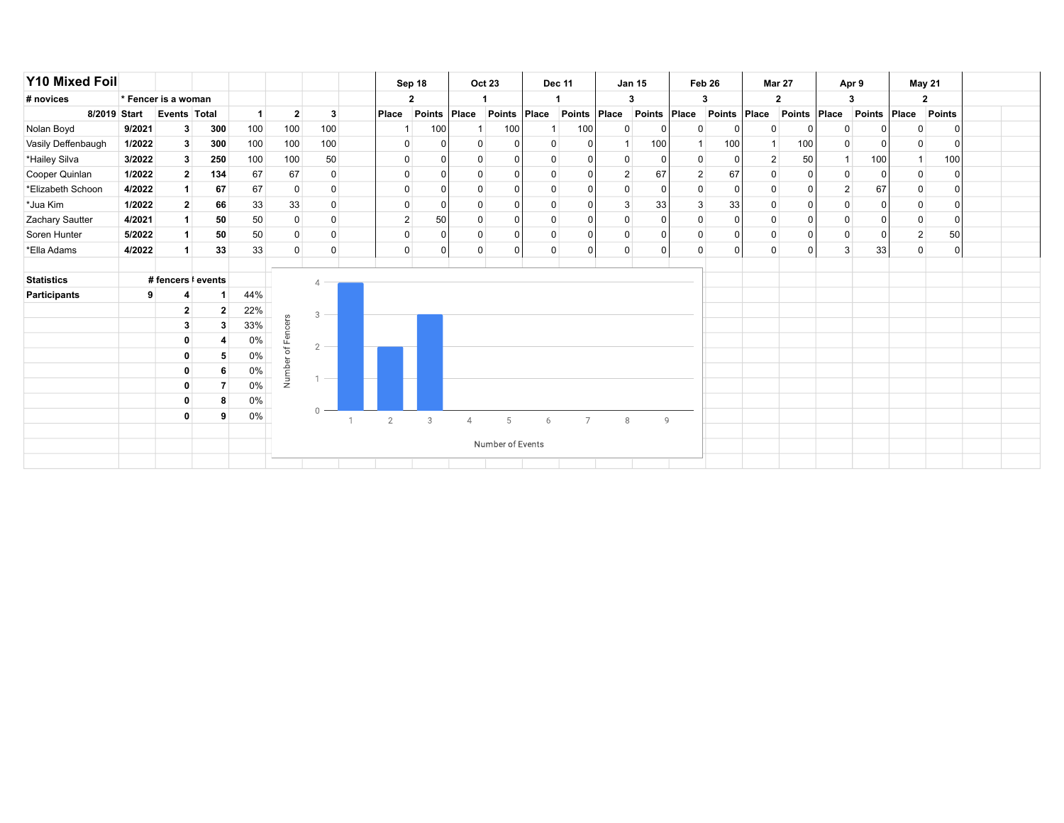# Y10 Mixed Foil

| # novices | * Fencer is a woman | | | | | | Sep 18 | | Oct 23 | | Dec 11 | | Jan 15 | | Feb 26 | | Mar 27 | | Apr 9 | | May 21 | |
|---|---|---|---|---|---|---|---|---|---|---|---|---|---|---|---|---|---|---|---|---|---|---|
| | | | | | | | 2 | | 1 | | 1 | | 3 | | 3 | | 2 | | 3 | | 2 | |
| 8/2019 | Start | Events | Total | 1 | 2 | 3 | Place | Points | Place | Points | Place | Points | Place | Points | Place | Points | Place | Points | Place | Points | Place | Points |
| Nolan Boyd | 9/2021 | 3 | 300 | 100 | 100 | 100 | 1 | 100 | 1 | 100 | 1 | 100 | 0 | 0 | 0 | 0 | 0 | 0 | 0 | 0 | 0 | 0 |
| Vasily Deffenbaugh | 1/2022 | 3 | 300 | 100 | 100 | 100 | 0 | 0 | 0 | 0 | 0 | 0 | 1 | 100 | 1 | 100 | 1 | 100 | 0 | 0 | 0 | 0 |
| *Hailey Silva | 3/2022 | 3 | 250 | 100 | 100 | 50 | 0 | 0 | 0 | 0 | 0 | 0 | 0 | 0 | 0 | 0 | 2 | 50 | 1 | 100 | 1 | 100 |
| Cooper Quinlan | 1/2022 | 2 | 134 | 67 | 67 | 0 | 0 | 0 | 0 | 0 | 0 | 0 | 2 | 67 | 2 | 67 | 0 | 0 | 0 | 0 | 0 | 0 |
| *Elizabeth Schoon | 4/2022 | 1 | 67 | 67 | 0 | 0 | 0 | 0 | 0 | 0 | 0 | 0 | 0 | 0 | 0 | 0 | 0 | 0 | 2 | 67 | 0 | 0 |
| *Jua Kim | 1/2022 | 2 | 66 | 33 | 33 | 0 | 0 | 0 | 0 | 0 | 0 | 0 | 3 | 33 | 3 | 33 | 0 | 0 | 0 | 0 | 0 | 0 |
| Zachary Sautter | 4/2021 | 1 | 50 | 50 | 0 | 0 | 2 | 50 | 0 | 0 | 0 | 0 | 0 | 0 | 0 | 0 | 0 | 0 | 0 | 0 | 0 | 0 |
| Soren Hunter | 5/2022 | 1 | 50 | 50 | 0 | 0 | 0 | 0 | 0 | 0 | 0 | 0 | 0 | 0 | 0 | 0 | 0 | 0 | 0 | 0 | 2 | 50 |
| *Ella Adams | 4/2022 | 1 | 33 | 33 | 0 | 0 | 0 | 0 | 0 | 0 | 0 | 0 | 0 | 0 | 0 | 0 | 0 | 0 | 3 | 33 | 0 | 0 |

| Statistics | | # fencers | # events | |
|---|---|---|---|---|
| Participants | 9 | 4 | 1 | 44% |
| | | 2 | 2 | 22% |
| | | 3 | 3 | 33% |
| | | 0 | 4 | 0% |
| | | 0 | 5 | 0% |
| | | 0 | 6 | 0% |
| | | 0 | 7 | 0% |
| | | 0 | 8 | 0% |
| | | 0 | 9 | 0% |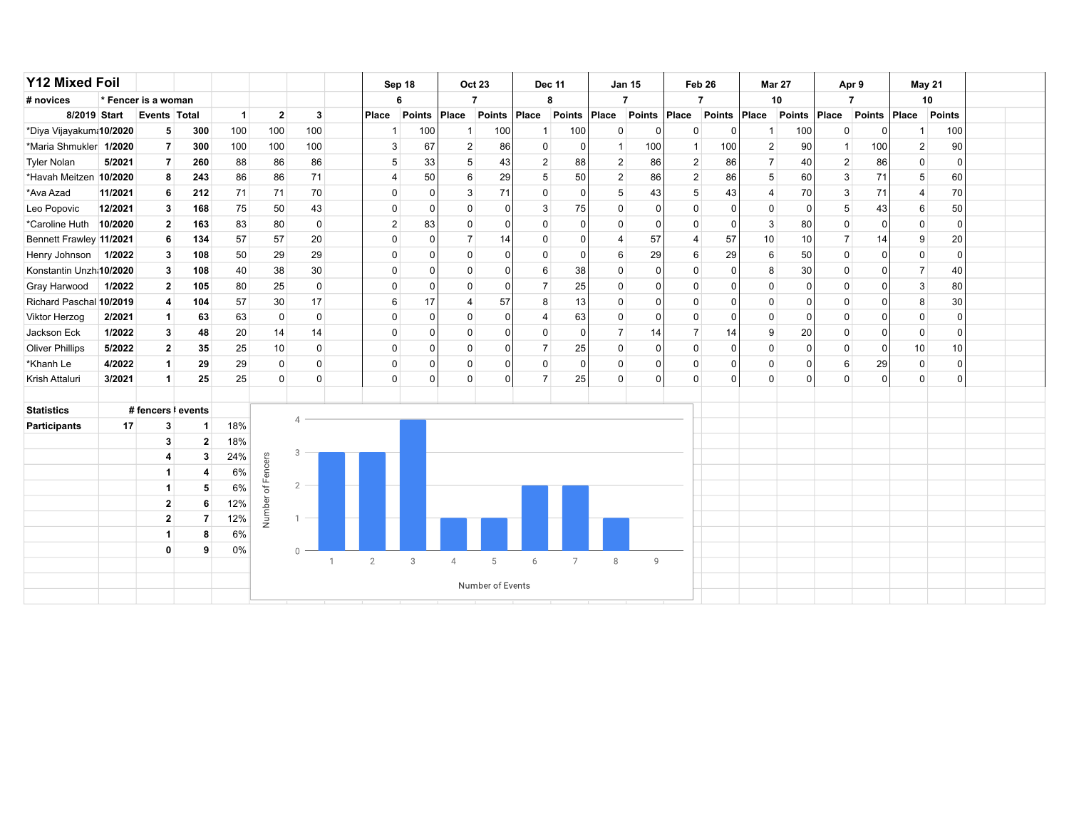# Y12 Mixed Foil

| # novices | * Fencer is a woman | | | | | | Sep 18 | | Oct 23 | | Dec 11 | | Jan 15 | | Feb 26 | | Mar 27 | | Apr 9 | | May 21 | |
|---|---|---|---|---|---|---|---|---|---|---|---|---|---|---|---|---|---|---|---|---|---|---|
| | | | | | | | 6 | | 7 | | 8 | | 7 | | 7 | | 10 | | 7 | | 10 | |
| 8/2019 | Start | Events | Total | 1 | 2 | 3 | Place | Points | Place | Points | Place | Points | Place | Points | Place | Points | Place | Points | Place | Points | Place | Points |
| *Diya Vijayakuma | 10/2020 | 5 | 300 | 100 | 100 | 100 | 1 | 100 | 1 | 100 | 1 | 100 | 0 | 0 | 0 | 0 | 1 | 100 | 0 | 0 | 1 | 100 |
| *Maria Shmukler | 1/2020 | 7 | 300 | 100 | 100 | 100 | 3 | 67 | 2 | 86 | 0 | 0 | 1 | 100 | 1 | 100 | 2 | 90 | 1 | 100 | 2 | 90 |
| Tyler Nolan | 5/2021 | 7 | 260 | 88 | 86 | 86 | 5 | 33 | 5 | 43 | 2 | 88 | 2 | 86 | 2 | 86 | 7 | 40 | 2 | 86 | 0 | 0 |
| *Havah Meitzen | 10/2020 | 8 | 243 | 86 | 86 | 71 | 4 | 50 | 6 | 29 | 5 | 50 | 2 | 86 | 2 | 86 | 5 | 60 | 3 | 71 | 5 | 60 |
| *Ava Azad | 11/2021 | 6 | 212 | 71 | 71 | 70 | 0 | 0 | 3 | 71 | 0 | 0 | 5 | 43 | 5 | 43 | 4 | 70 | 3 | 71 | 4 | 70 |
| Leo Popovic | 12/2021 | 3 | 168 | 75 | 50 | 43 | 0 | 0 | 0 | 0 | 3 | 75 | 0 | 0 | 0 | 0 | 0 | 0 | 5 | 43 | 6 | 50 |
| *Caroline Huth | 10/2020 | 2 | 163 | 83 | 80 | 0 | 2 | 83 | 0 | 0 | 0 | 0 | 0 | 0 | 0 | 0 | 3 | 80 | 0 | 0 | 0 | 0 |
| Bennett Frawley | 11/2021 | 6 | 134 | 57 | 57 | 20 | 0 | 0 | 7 | 14 | 0 | 0 | 4 | 57 | 4 | 57 | 10 | 10 | 7 | 14 | 9 | 20 |
| Henry Johnson | 1/2022 | 3 | 108 | 50 | 29 | 29 | 0 | 0 | 0 | 0 | 0 | 0 | 6 | 29 | 6 | 29 | 6 | 50 | 0 | 0 | 0 | 0 |
| Konstantin Unzh | 10/2020 | 3 | 108 | 40 | 38 | 30 | 0 | 0 | 0 | 0 | 6 | 38 | 0 | 0 | 0 | 0 | 8 | 30 | 0 | 0 | 7 | 40 |
| Gray Harwood | 1/2022 | 2 | 105 | 80 | 25 | 0 | 0 | 0 | 0 | 0 | 7 | 25 | 0 | 0 | 0 | 0 | 0 | 0 | 0 | 0 | 3 | 80 |
| Richard Paschal | 10/2019 | 4 | 104 | 57 | 30 | 17 | 6 | 17 | 4 | 57 | 8 | 13 | 0 | 0 | 0 | 0 | 0 | 0 | 0 | 0 | 8 | 30 |
| Viktor Herzog | 2/2021 | 1 | 63 | 63 | 0 | 0 | 0 | 0 | 0 | 0 | 4 | 63 | 0 | 0 | 0 | 0 | 0 | 0 | 0 | 0 | 0 | 0 |
| Jackson Eck | 1/2022 | 3 | 48 | 20 | 14 | 14 | 0 | 0 | 0 | 0 | 0 | 0 | 7 | 14 | 7 | 14 | 9 | 20 | 0 | 0 | 0 | 0 |
| Oliver Phillips | 5/2022 | 2 | 35 | 25 | 10 | 0 | 0 | 0 | 0 | 0 | 7 | 25 | 0 | 0 | 0 | 0 | 0 | 0 | 0 | 0 | 10 | 10 |
| *Khanh Le | 4/2022 | 1 | 29 | 29 | 0 | 0 | 0 | 0 | 0 | 0 | 0 | 0 | 0 | 0 | 0 | 0 | 0 | 0 | 6 | 29 | 0 | 0 |
| Krish Attaluri | 3/2021 | 1 | 25 | 25 | 0 | 0 | 0 | 0 | 0 | 0 | 7 | 25 | 0 | 0 | 0 | 0 | 0 | 0 | 0 | 0 | 0 | 0 |

| Statistics | | # fencers | # events | |
|---|---|---|---|---|
| Participants | 17 | 3 | 1 | 18% |
| | | 3 | 2 | 18% |
| | | 4 | 3 | 24% |
| | | 1 | 4 | 6% |
| | | 1 | 5 | 6% |
| | | 2 | 6 | 12% |
| | | 2 | 7 | 12% |
| | | 1 | 8 | 6% |
| | | 0 | 9 | 0% |

| Number of Events | 1 | 2 | 3 | 4 | 5 | 6 | 7 | 8 | 9 |
|---|---|---|---|---|---|---|---|---|---|
| Number of Fencers | 3 | 3 | 4 | 1 | 1 | 2 | 2 | 1 | 0 |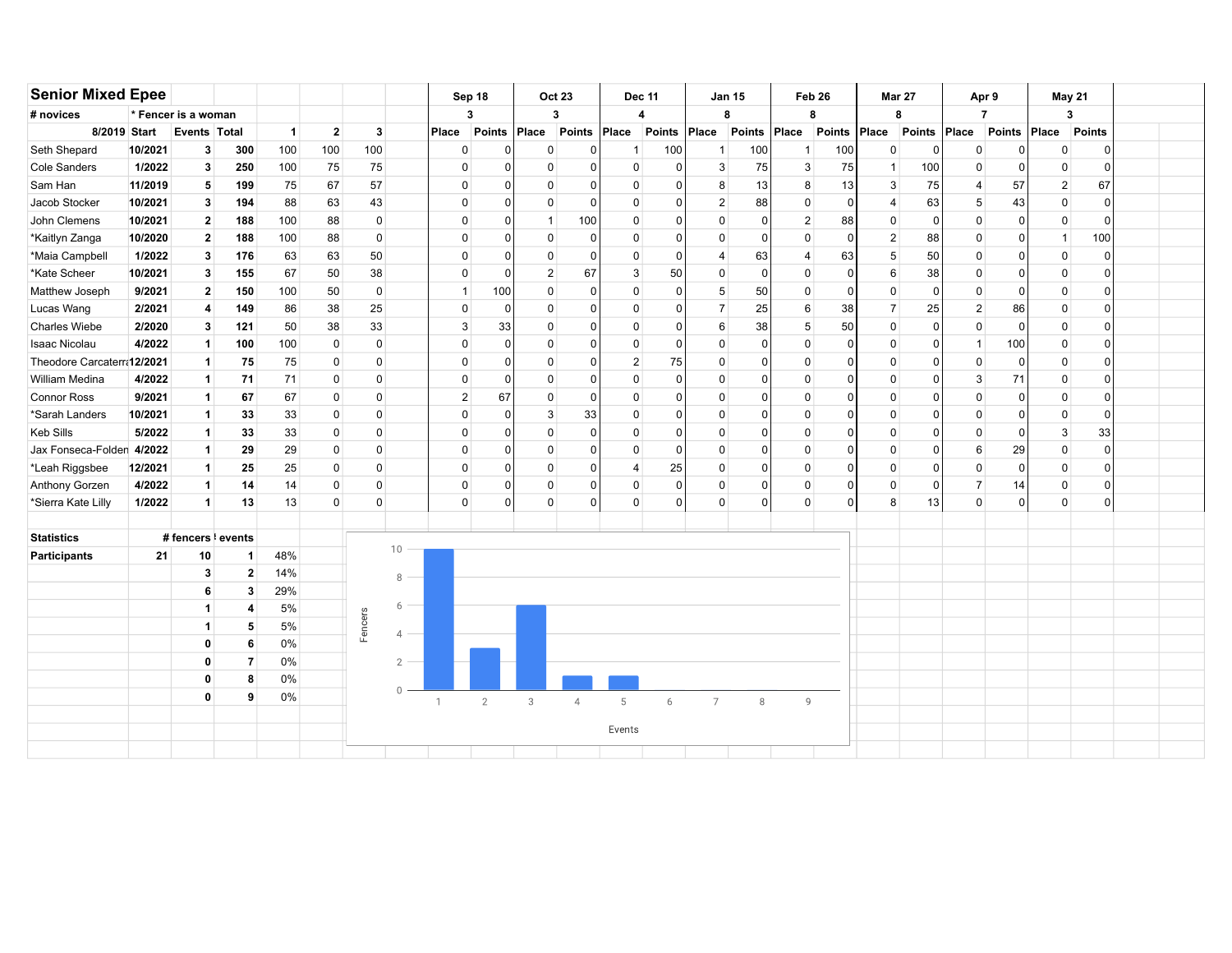## Senior Mixed Epee

| # novices | * Fencer is a woman | | | | | | Sep 18 | | Oct 23 | | Dec 11 | | Jan 15 | | Feb 26 | | Mar 27 | | Apr 9 | | May 21 | |
|---|---|---|---|---|---|---|---|---|---|---|---|---|---|---|---|---|---|---|---|---|---|---|
| | | | | | | | 3 | | 3 | | 4 | | 8 | | 8 | | 8 | | 7 | | 3 | |
| 8/2019 | Start | Events | Total | 1 | 2 | 3 | Place | Points | Place | Points | Place | Points | Place | Points | Place | Points | Place | Points | Place | Points | Place | Points |
| Seth Shepard | 10/2021 | 3 | 300 | 100 | 100 | 100 | 0 | 0 | 0 | 0 | 1 | 100 | 1 | 100 | 1 | 100 | 0 | 0 | 0 | 0 | 0 | 0 |
| Cole Sanders | 1/2022 | 3 | 250 | 100 | 75 | 75 | 0 | 0 | 0 | 0 | 0 | 0 | 3 | 75 | 3 | 75 | 1 | 100 | 0 | 0 | 0 | 0 |
| Sam Han | 11/2019 | 5 | 199 | 75 | 67 | 57 | 0 | 0 | 0 | 0 | 0 | 0 | 8 | 13 | 8 | 13 | 3 | 75 | 4 | 57 | 2 | 67 |
| Jacob Stocker | 10/2021 | 3 | 194 | 88 | 63 | 43 | 0 | 0 | 0 | 0 | 0 | 0 | 2 | 88 | 0 | 0 | 4 | 63 | 5 | 43 | 0 | 0 |
| John Clemens | 10/2021 | 2 | 188 | 100 | 88 | 0 | 0 | 0 | 1 | 100 | 0 | 0 | 0 | 0 | 2 | 88 | 0 | 0 | 0 | 0 | 0 | 0 |
| *Kaitlyn Zanga | 10/2020 | 2 | 188 | 100 | 88 | 0 | 0 | 0 | 0 | 0 | 0 | 0 | 0 | 0 | 0 | 0 | 2 | 88 | 0 | 0 | 1 | 100 |
| *Maia Campbell | 1/2022 | 3 | 176 | 63 | 63 | 50 | 0 | 0 | 0 | 0 | 0 | 0 | 4 | 63 | 4 | 63 | 5 | 50 | 0 | 0 | 0 | 0 |
| *Kate Scheer | 10/2021 | 3 | 155 | 67 | 50 | 38 | 0 | 0 | 2 | 67 | 3 | 50 | 0 | 0 | 0 | 0 | 6 | 38 | 0 | 0 | 0 | 0 |
| Matthew Joseph | 9/2021 | 2 | 150 | 100 | 50 | 0 | 1 | 100 | 0 | 0 | 0 | 0 | 5 | 50 | 0 | 0 | 0 | 0 | 0 | 0 | 0 | 0 |
| Lucas Wang | 2/2021 | 4 | 149 | 86 | 38 | 25 | 0 | 0 | 0 | 0 | 0 | 0 | 7 | 25 | 6 | 38 | 7 | 25 | 2 | 86 | 0 | 0 |
| Charles Wiebe | 2/2020 | 3 | 121 | 50 | 38 | 33 | 3 | 33 | 0 | 0 | 0 | 0 | 6 | 38 | 5 | 50 | 0 | 0 | 0 | 0 | 0 | 0 |
| Isaac Nicolau | 4/2022 | 1 | 100 | 100 | 0 | 0 | 0 | 0 | 0 | 0 | 0 | 0 | 0 | 0 | 0 | 0 | 0 | 0 | 1 | 100 | 0 | 0 |
| Theodore Carcaterra | 12/2021 | 1 | 75 | 75 | 0 | 0 | 0 | 0 | 0 | 0 | 2 | 75 | 0 | 0 | 0 | 0 | 0 | 0 | 0 | 0 | 0 | 0 |
| William Medina | 4/2022 | 1 | 71 | 71 | 0 | 0 | 0 | 0 | 0 | 0 | 0 | 0 | 0 | 0 | 0 | 0 | 0 | 0 | 3 | 71 | 0 | 0 |
| Connor Ross | 9/2021 | 1 | 67 | 67 | 0 | 0 | 2 | 67 | 0 | 0 | 0 | 0 | 0 | 0 | 0 | 0 | 0 | 0 | 0 | 0 | 0 | 0 |
| *Sarah Landers | 10/2021 | 1 | 33 | 33 | 0 | 0 | 0 | 0 | 3 | 33 | 0 | 0 | 0 | 0 | 0 | 0 | 0 | 0 | 0 | 0 | 0 | 0 |
| Keb Sills | 5/2022 | 1 | 33 | 33 | 0 | 0 | 0 | 0 | 0 | 0 | 0 | 0 | 0 | 0 | 0 | 0 | 0 | 0 | 0 | 0 | 3 | 33 |
| Jax Fonseca-Folden | 4/2022 | 1 | 29 | 29 | 0 | 0 | 0 | 0 | 0 | 0 | 0 | 0 | 0 | 0 | 0 | 0 | 0 | 0 | 6 | 29 | 0 | 0 |
| *Leah Riggsbee | 12/2021 | 1 | 25 | 25 | 0 | 0 | 0 | 0 | 0 | 0 | 4 | 25 | 0 | 0 | 0 | 0 | 0 | 0 | 0 | 0 | 0 | 0 |
| Anthony Gorzen | 4/2022 | 1 | 14 | 14 | 0 | 0 | 0 | 0 | 0 | 0 | 0 | 0 | 0 | 0 | 0 | 0 | 0 | 0 | 7 | 14 | 0 | 0 |
| *Sierra Kate Lilly | 1/2022 | 1 | 13 | 13 | 0 | 0 | 0 | 0 | 0 | 0 | 0 | 0 | 0 | 0 | 0 | 0 | 8 | 13 | 0 | 0 | 0 | 0 |

| Statistics | | # fencers | events | |
|---|---|---|---|---|
| Participants | 21 | 10 | 1 | 48% |
| | | 3 | 2 | 14% |
| | | 6 | 3 | 29% |
| | | 1 | 4 | 5% |
| | | 1 | 5 | 5% |
| | | 0 | 6 | 0% |
| | | 0 | 7 | 0% |
| | | 0 | 8 | 0% |
| | | 0 | 9 | 0% |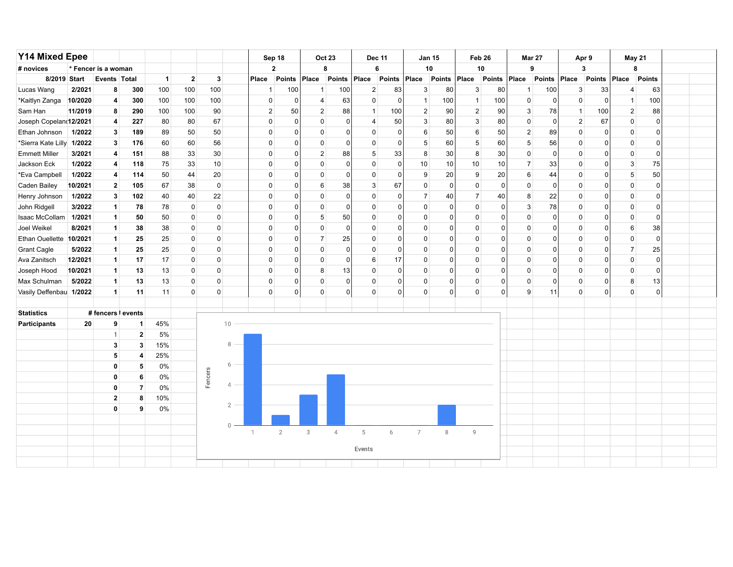# Y14 Mixed Epee

| # novices | * Fencer is a woman | | | | | | Sep 18 | | Oct 23 | | Dec 11 | | Jan 15 | | Feb 26 | | Mar 27 | | Apr 9 | | May 21 | |
|---|---|---|---|---|---|---|---|---|---|---|---|---|---|---|---|---|---|---|---|---|---|---|
| | | | | | | | 2 | | 8 | | 6 | | 10 | | 10 | | 9 | | 3 | | 8 | |
| 8/2019 | Start | Events | Total | 1 | 2 | 3 | Place | Points | Place | Points | Place | Points | Place | Points | Place | Points | Place | Points | Place | Points | Place | Points |
| Lucas Wang | 2/2021 | 8 | 300 | 100 | 100 | 100 | 1 | 100 | 1 | 100 | 2 | 83 | 3 | 80 | 3 | 80 | 1 | 100 | 3 | 33 | 4 | 63 |
| *Kaitlyn Zanga | 10/2020 | 4 | 300 | 100 | 100 | 100 | 0 | 0 | 4 | 63 | 0 | 0 | 1 | 100 | 1 | 100 | 0 | 0 | 0 | 0 | 1 | 100 |
| Sam Han | 11/2019 | 8 | 290 | 100 | 100 | 90 | 2 | 50 | 2 | 88 | 1 | 100 | 2 | 90 | 2 | 90 | 3 | 78 | 1 | 100 | 2 | 88 |
| Joseph Copeland | 12/2021 | 4 | 227 | 80 | 80 | 67 | 0 | 0 | 0 | 0 | 4 | 50 | 3 | 80 | 3 | 80 | 0 | 0 | 2 | 67 | 0 | 0 |
| Ethan Johnson | 1/2022 | 3 | 189 | 89 | 50 | 50 | 0 | 0 | 0 | 0 | 0 | 0 | 6 | 50 | 6 | 50 | 2 | 89 | 0 | 0 | 0 | 0 |
| *Sierra Kate Lilly | 1/2022 | 3 | 176 | 60 | 60 | 56 | 0 | 0 | 0 | 0 | 0 | 0 | 5 | 60 | 5 | 60 | 5 | 56 | 0 | 0 | 0 | 0 |
| Emmett Miller | 3/2021 | 4 | 151 | 88 | 33 | 30 | 0 | 0 | 2 | 88 | 5 | 33 | 8 | 30 | 8 | 30 | 0 | 0 | 0 | 0 | 0 | 0 |
| Jackson Eck | 1/2022 | 4 | 118 | 75 | 33 | 10 | 0 | 0 | 0 | 0 | 0 | 0 | 10 | 10 | 10 | 10 | 7 | 33 | 0 | 0 | 3 | 75 |
| *Eva Campbell | 1/2022 | 4 | 114 | 50 | 44 | 20 | 0 | 0 | 0 | 0 | 0 | 0 | 9 | 20 | 9 | 20 | 6 | 44 | 0 | 0 | 5 | 50 |
| Caden Bailey | 10/2021 | 2 | 105 | 67 | 38 | 0 | 0 | 0 | 6 | 38 | 3 | 67 | 0 | 0 | 0 | 0 | 0 | 0 | 0 | 0 | 0 | 0 |
| Henry Johnson | 1/2022 | 3 | 102 | 40 | 40 | 22 | 0 | 0 | 0 | 0 | 0 | 0 | 7 | 40 | 7 | 40 | 8 | 22 | 0 | 0 | 0 | 0 |
| John Ridgell | 3/2022 | 1 | 78 | 78 | 0 | 0 | 0 | 0 | 0 | 0 | 0 | 0 | 0 | 0 | 0 | 0 | 3 | 78 | 0 | 0 | 0 | 0 |
| Isaac McCollam | 1/2021 | 1 | 50 | 50 | 0 | 0 | 0 | 0 | 5 | 50 | 0 | 0 | 0 | 0 | 0 | 0 | 0 | 0 | 0 | 0 | 0 | 0 |
| Joel Weikel | 8/2021 | 1 | 38 | 38 | 0 | 0 | 0 | 0 | 0 | 0 | 0 | 0 | 0 | 0 | 0 | 0 | 0 | 0 | 0 | 0 | 6 | 38 |
| Ethan Ouellette | 10/2021 | 1 | 25 | 25 | 0 | 0 | 0 | 0 | 7 | 25 | 0 | 0 | 0 | 0 | 0 | 0 | 0 | 0 | 0 | 0 | 0 | 0 |
| Grant Cagle | 5/2022 | 1 | 25 | 25 | 0 | 0 | 0 | 0 | 0 | 0 | 0 | 0 | 0 | 0 | 0 | 0 | 0 | 0 | 0 | 0 | 7 | 25 |
| Ava Zanitsch | 12/2021 | 1 | 17 | 17 | 0 | 0 | 0 | 0 | 0 | 0 | 6 | 17 | 0 | 0 | 0 | 0 | 0 | 0 | 0 | 0 | 0 | 0 |
| Joseph Hood | 10/2021 | 1 | 13 | 13 | 0 | 0 | 0 | 0 | 8 | 13 | 0 | 0 | 0 | 0 | 0 | 0 | 0 | 0 | 0 | 0 | 0 | 0 |
| Max Schulman | 5/2022 | 1 | 13 | 13 | 0 | 0 | 0 | 0 | 0 | 0 | 0 | 0 | 0 | 0 | 0 | 0 | 0 | 0 | 0 | 0 | 8 | 13 |
| Vasily Deffenbau | 1/2022 | 1 | 11 | 11 | 0 | 0 | 0 | 0 | 0 | 0 | 0 | 0 | 0 | 0 | 0 | 0 | 9 | 11 | 0 | 0 | 0 | 0 |

| Statistics | | # fencers | # events | |
|---|---|---|---|---|
| Participants | 20 | 9 | 1 | 45% |
| | | 1 | 2 | 5% |
| | | 3 | 3 | 15% |
| | | 5 | 4 | 25% |
| | | 0 | 5 | 0% |
| | | 0 | 6 | 0% |
| | | 0 | 7 | 0% |
| | | 2 | 8 | 10% |
| | | 0 | 9 | 0% |

| Events | 1 | 2 | 3 | 4 | 5 | 6 | 7 | 8 | 9 |
|---|---|---|---|---|---|---|---|---|---|
| Fencers | 9 | 1 | 3 | 5 | 0 | 0 | 0 | 2 | 0 |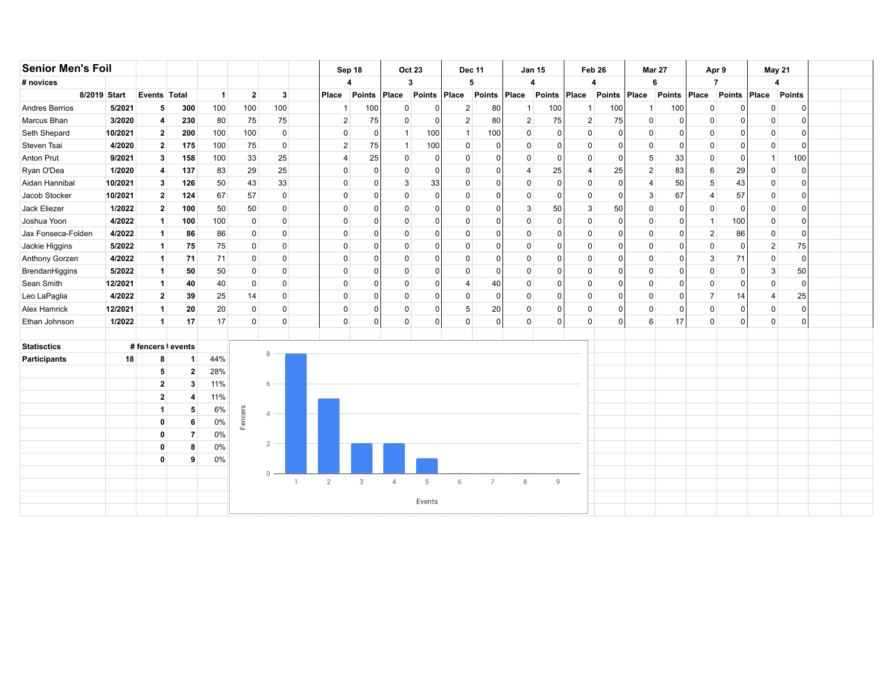# Senior Men's Foil

| # novices | | | | | | | Sep 18 | | Oct 23 | | Dec 11 | | Jan 15 | | Feb 26 | | Mar 27 | | Apr 9 | | May 21 | |
|---|---|---|---|---|---|---|---|---|---|---|---|---|---|---|---|---|---|---|---|---|---|---|
| | | | | | | | 4 | | 3 | | 5 | | 4 | | 4 | | 6 | | 7 | | 4 | |
| 8/2019 | Start | Events | Total | 1 | 2 | 3 | Place | Points | Place | Points | Place | Points | Place | Points | Place | Points | Place | Points | Place | Points | Place | Points |
| Andres Berrios | 5/2021 | 5 | 300 | 100 | 100 | 100 | 1 | 100 | 0 | 0 | 2 | 80 | 1 | 100 | 1 | 100 | 1 | 100 | 0 | 0 | 0 | 0 |
| Marcus Bhan | 3/2020 | 4 | 230 | 80 | 75 | 75 | 2 | 75 | 0 | 0 | 2 | 80 | 2 | 75 | 2 | 75 | 0 | 0 | 0 | 0 | 0 | 0 |
| Seth Shepard | 10/2021 | 2 | 200 | 100 | 100 | 0 | 0 | 0 | 1 | 100 | 1 | 100 | 0 | 0 | 0 | 0 | 0 | 0 | 0 | 0 | 0 | 0 |
| Steven Tsai | 4/2020 | 2 | 175 | 100 | 75 | 0 | 2 | 75 | 1 | 100 | 0 | 0 | 0 | 0 | 0 | 0 | 0 | 0 | 0 | 0 | 0 | 0 |
| Anton Prut | 9/2021 | 3 | 158 | 100 | 33 | 25 | 4 | 25 | 0 | 0 | 0 | 0 | 0 | 0 | 0 | 0 | 5 | 33 | 0 | 0 | 1 | 100 |
| Ryan O'Dea | 1/2020 | 4 | 137 | 83 | 29 | 25 | 0 | 0 | 0 | 0 | 0 | 0 | 4 | 25 | 4 | 25 | 2 | 83 | 6 | 29 | 0 | 0 |
| Aidan Hannibal | 10/2021 | 3 | 126 | 50 | 43 | 33 | 0 | 0 | 3 | 33 | 0 | 0 | 0 | 0 | 0 | 0 | 4 | 50 | 5 | 43 | 0 | 0 |
| Jacob Stocker | 10/2021 | 2 | 124 | 67 | 57 | 0 | 0 | 0 | 0 | 0 | 0 | 0 | 0 | 0 | 0 | 0 | 3 | 67 | 4 | 57 | 0 | 0 |
| Jack Eliezer | 1/2022 | 2 | 100 | 50 | 50 | 0 | 0 | 0 | 0 | 0 | 0 | 0 | 3 | 50 | 3 | 50 | 0 | 0 | 0 | 0 | 0 | 0 |
| Joshua Yoon | 4/2022 | 1 | 100 | 100 | 0 | 0 | 0 | 0 | 0 | 0 | 0 | 0 | 0 | 0 | 0 | 0 | 0 | 0 | 1 | 100 | 0 | 0 |
| Jax Fonseca-Folden | 4/2022 | 1 | 86 | 86 | 0 | 0 | 0 | 0 | 0 | 0 | 0 | 0 | 0 | 0 | 0 | 0 | 0 | 0 | 2 | 86 | 0 | 0 |
| Jackie Higgins | 5/2022 | 1 | 75 | 75 | 0 | 0 | 0 | 0 | 0 | 0 | 0 | 0 | 0 | 0 | 0 | 0 | 0 | 0 | 0 | 0 | 2 | 75 |
| Anthony Gorzen | 4/2022 | 1 | 71 | 71 | 0 | 0 | 0 | 0 | 0 | 0 | 0 | 0 | 0 | 0 | 0 | 0 | 0 | 0 | 3 | 71 | 0 | 0 |
| BrendanHiggins | 5/2022 | 1 | 50 | 50 | 0 | 0 | 0 | 0 | 0 | 0 | 0 | 0 | 0 | 0 | 0 | 0 | 0 | 0 | 0 | 0 | 3 | 50 |
| Sean Smith | 12/2021 | 1 | 40 | 40 | 0 | 0 | 0 | 0 | 0 | 0 | 4 | 40 | 0 | 0 | 0 | 0 | 0 | 0 | 0 | 0 | 0 | 0 |
| Leo LaPaglia | 4/2022 | 2 | 39 | 25 | 14 | 0 | 0 | 0 | 0 | 0 | 0 | 0 | 0 | 0 | 0 | 0 | 0 | 0 | 7 | 14 | 4 | 25 |
| Alex Hamrick | 12/2021 | 1 | 20 | 20 | 0 | 0 | 0 | 0 | 0 | 0 | 5 | 20 | 0 | 0 | 0 | 0 | 0 | 0 | 0 | 0 | 0 | 0 |
| Ethan Johnson | 1/2022 | 1 | 17 | 17 | 0 | 0 | 0 | 0 | 0 | 0 | 0 | 0 | 0 | 0 | 0 | 0 | 6 | 17 | 0 | 0 | 0 | 0 |

| Statisctics | | # fencers | # events | |
|---|---|---|---|---|
| Participants | 18 | 8 | 1 | 44% |
| | | 5 | 2 | 28% |
| | | 2 | 3 | 11% |
| | | 2 | 4 | 11% |
| | | 1 | 5 | 6% |
| | | 0 | 6 | 0% |
| | | 0 | 7 | 0% |
| | | 0 | 8 | 0% |
| | | 0 | 9 | 0% |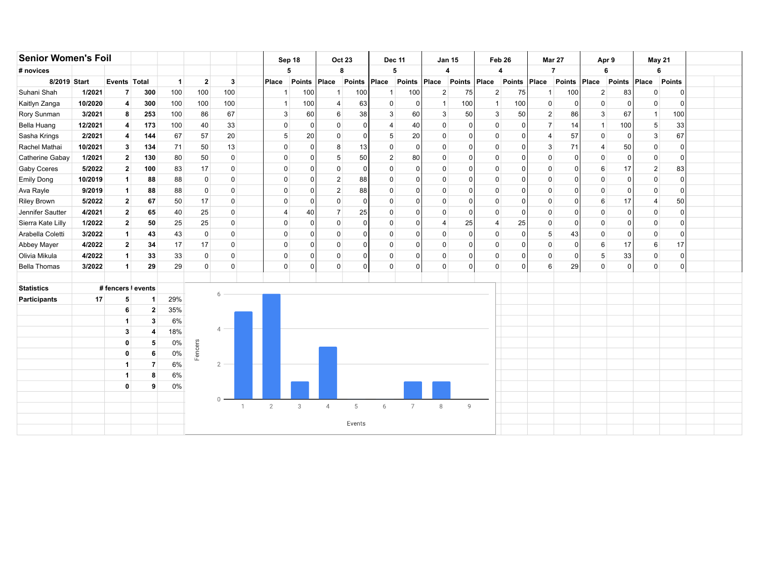## Senior Women's Foil

| | | | | | | | Sep 18 | | Oct 23 | | Dec 11 | | Jan 15 | | Feb 26 | | Mar 27 | | Apr 9 | | May 21 | |
|---|---|---|---|---|---|---|---|---|---|---|---|---|---|---|---|---|---|---|---|---|---|---|
| # novices | | | | | | | 5 | | 8 | | 5 | | 4 | | 4 | | 7 | | 6 | | 6 | |
| 8/2019 | Start | Events | Total | 1 | 2 | 3 | Place | Points | Place | Points | Place | Points | Place | Points | Place | Points | Place | Points | Place | Points | Place | Points |
| Suhani Shah | 1/2021 | 7 | 300 | 100 | 100 | 100 | 1 | 100 | 1 | 100 | 1 | 100 | 2 | 75 | 2 | 75 | 1 | 100 | 2 | 83 | 0 | 0 |
| Kaitlyn Zanga | 10/2020 | 4 | 300 | 100 | 100 | 100 | 1 | 100 | 4 | 63 | 0 | 0 | 1 | 100 | 1 | 100 | 0 | 0 | 0 | 0 | 0 | 0 |
| Rory Sunman | 3/2021 | 8 | 253 | 100 | 86 | 67 | 3 | 60 | 6 | 38 | 3 | 60 | 3 | 50 | 3 | 50 | 2 | 86 | 3 | 67 | 1 | 100 |
| Bella Huang | 12/2021 | 4 | 173 | 100 | 40 | 33 | 0 | 0 | 0 | 0 | 4 | 40 | 0 | 0 | 0 | 0 | 7 | 14 | 1 | 100 | 5 | 33 |
| Sasha Krings | 2/2021 | 4 | 144 | 67 | 57 | 20 | 5 | 20 | 0 | 0 | 5 | 20 | 0 | 0 | 0 | 0 | 4 | 57 | 0 | 0 | 3 | 67 |
| Rachel Mathai | 10/2021 | 3 | 134 | 71 | 50 | 13 | 0 | 0 | 8 | 13 | 0 | 0 | 0 | 0 | 0 | 0 | 3 | 71 | 4 | 50 | 0 | 0 |
| Catherine Gabay | 1/2021 | 2 | 130 | 80 | 50 | 0 | 0 | 0 | 5 | 50 | 2 | 80 | 0 | 0 | 0 | 0 | 0 | 0 | 0 | 0 | 0 | 0 |
| Gaby Cceres | 5/2022 | 2 | 100 | 83 | 17 | 0 | 0 | 0 | 0 | 0 | 0 | 0 | 0 | 0 | 0 | 0 | 0 | 0 | 6 | 17 | 2 | 83 |
| Emily Dong | 10/2019 | 1 | 88 | 88 | 0 | 0 | 0 | 0 | 2 | 88 | 0 | 0 | 0 | 0 | 0 | 0 | 0 | 0 | 0 | 0 | 0 | 0 |
| Ava Rayle | 9/2019 | 1 | 88 | 88 | 0 | 0 | 0 | 0 | 2 | 88 | 0 | 0 | 0 | 0 | 0 | 0 | 0 | 0 | 0 | 0 | 0 | 0 |
| Riley Brown | 5/2022 | 2 | 67 | 50 | 17 | 0 | 0 | 0 | 0 | 0 | 0 | 0 | 0 | 0 | 0 | 0 | 0 | 0 | 6 | 17 | 4 | 50 |
| Jennifer Sautter | 4/2021 | 2 | 65 | 40 | 25 | 0 | 4 | 40 | 7 | 25 | 0 | 0 | 0 | 0 | 0 | 0 | 0 | 0 | 0 | 0 | 0 | 0 |
| Sierra Kate Lilly | 1/2022 | 2 | 50 | 25 | 25 | 0 | 0 | 0 | 0 | 0 | 0 | 0 | 4 | 25 | 4 | 25 | 0 | 0 | 0 | 0 | 0 | 0 |
| Arabella Coletti | 3/2022 | 1 | 43 | 43 | 0 | 0 | 0 | 0 | 0 | 0 | 0 | 0 | 0 | 0 | 0 | 0 | 5 | 43 | 0 | 0 | 0 | 0 |
| Abbey Mayer | 4/2022 | 2 | 34 | 17 | 17 | 0 | 0 | 0 | 0 | 0 | 0 | 0 | 0 | 0 | 0 | 0 | 0 | 0 | 6 | 17 | 6 | 17 |
| Olivia Mikula | 4/2022 | 1 | 33 | 33 | 0 | 0 | 0 | 0 | 0 | 0 | 0 | 0 | 0 | 0 | 0 | 0 | 0 | 0 | 5 | 33 | 0 | 0 |
| Bella Thomas | 3/2022 | 1 | 29 | 29 | 0 | 0 | 0 | 0 | 0 | 0 | 0 | 0 | 0 | 0 | 0 | 0 | 6 | 29 | 0 | 0 | 0 | 0 |

| Statistics | | # fencers | # events | |
|---|---|---|---|---|
| Participants | 17 | 5 | 1 | 29% |
| | | 6 | 2 | 35% |
| | | 1 | 3 | 6% |
| | | 3 | 4 | 18% |
| | | 0 | 5 | 0% |
| | | 0 | 6 | 0% |
| | | 1 | 7 | 6% |
| | | 1 | 8 | 6% |
| | | 0 | 9 | 0% |

Fencers

0
2
4
6

1 2 3 4 5 6 7 8 9

Events